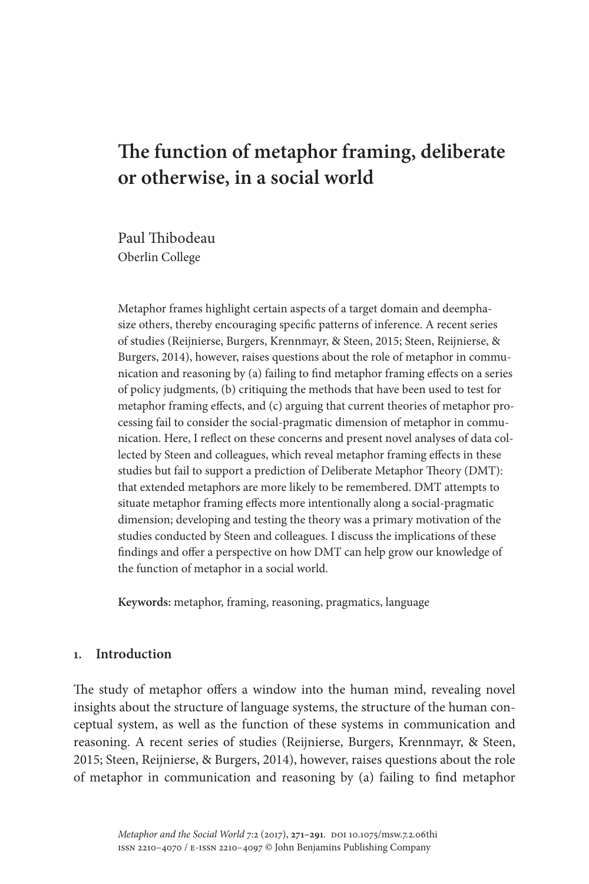# The function of metaphor framing, deliberate or otherwise, in a social world

Paul Thibodeau
Oberlin College

Metaphor frames highlight certain aspects of a target domain and deemphasize others, thereby encouraging specific patterns of inference. A recent series of studies (Reijnierse, Burgers, Krennmayr, & Steen, 2015; Steen, Reijnierse, & Burgers, 2014), however, raises questions about the role of metaphor in communication and reasoning by (a) failing to find metaphor framing effects on a series of policy judgments, (b) critiquing the methods that have been used to test for metaphor framing effects, and (c) arguing that current theories of metaphor processing fail to consider the social-pragmatic dimension of metaphor in communication. Here, I reflect on these concerns and present novel analyses of data collected by Steen and colleagues, which reveal metaphor framing effects in these studies but fail to support a prediction of Deliberate Metaphor Theory (DMT): that extended metaphors are more likely to be remembered. DMT attempts to situate metaphor framing effects more intentionally along a social-pragmatic dimension; developing and testing the theory was a primary motivation of the studies conducted by Steen and colleagues. I discuss the implications of these findings and offer a perspective on how DMT can help grow our knowledge of the function of metaphor in a social world.

**Keywords:** metaphor, framing, reasoning, pragmatics, language

## 1. Introduction

The study of metaphor offers a window into the human mind, revealing novel insights about the structure of language systems, the structure of the human conceptual system, as well as the function of these systems in communication and reasoning. A recent series of studies (Reijnierse, Burgers, Krennmayr, & Steen, 2015; Steen, Reijnierse, & Burgers, 2014), however, raises questions about the role of metaphor in communication and reasoning by (a) failing to find metaphor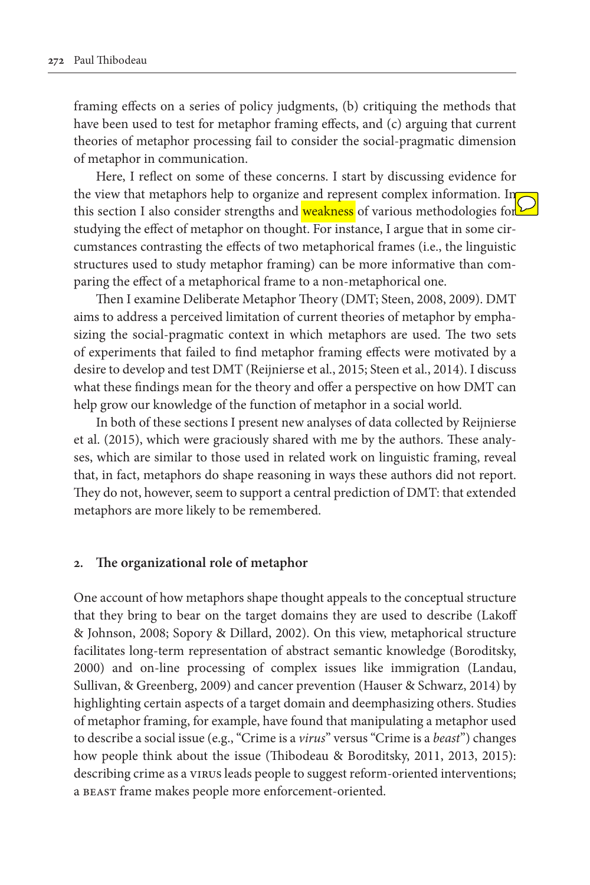framing effects on a series of policy judgments, (b) critiquing the methods that have been used to test for metaphor framing effects, and (c) arguing that current theories of metaphor processing fail to consider the social-pragmatic dimension of metaphor in communication.

Here, I reflect on some of these concerns. I start by discussing evidence for the view that metaphors help to organize and represent complex information. In this section I also consider strengths and weakness of various methodologies for studying the effect of metaphor on thought. For instance, I argue that in some circumstances contrasting the effects of two metaphorical frames (i.e., the linguistic structures used to study metaphor framing) can be more informative than comparing the effect of a metaphorical frame to a non-metaphorical one.

Then I examine Deliberate Metaphor Theory (DMT; Steen, 2008, 2009). DMT aims to address a perceived limitation of current theories of metaphor by emphasizing the social-pragmatic context in which metaphors are used. The two sets of experiments that failed to find metaphor framing effects were motivated by a desire to develop and test DMT (Reijnierse et al., 2015; Steen et al., 2014). I discuss what these findings mean for the theory and offer a perspective on how DMT can help grow our knowledge of the function of metaphor in a social world.

In both of these sections I present new analyses of data collected by Reijnierse et al. (2015), which were graciously shared with me by the authors. These analyses, which are similar to those used in related work on linguistic framing, reveal that, in fact, metaphors do shape reasoning in ways these authors did not report. They do not, however, seem to support a central prediction of DMT: that extended metaphors are more likely to be remembered.

## 2. The organizational role of metaphor

One account of how metaphors shape thought appeals to the conceptual structure that they bring to bear on the target domains they are used to describe (Lakoff & Johnson, 2008; Sopory & Dillard, 2002). On this view, metaphorical structure facilitates long-term representation of abstract semantic knowledge (Boroditsky, 2000) and on-line processing of complex issues like immigration (Landau, Sullivan, & Greenberg, 2009) and cancer prevention (Hauser & Schwarz, 2014) by highlighting certain aspects of a target domain and deemphasizing others. Studies of metaphor framing, for example, have found that manipulating a metaphor used to describe a social issue (e.g., "Crime is a *virus*" versus "Crime is a *beast*") changes how people think about the issue (Thibodeau & Boroditsky, 2011, 2013, 2015): describing crime as a VIRUS leads people to suggest reform-oriented interventions; a BEAST frame makes people more enforcement-oriented.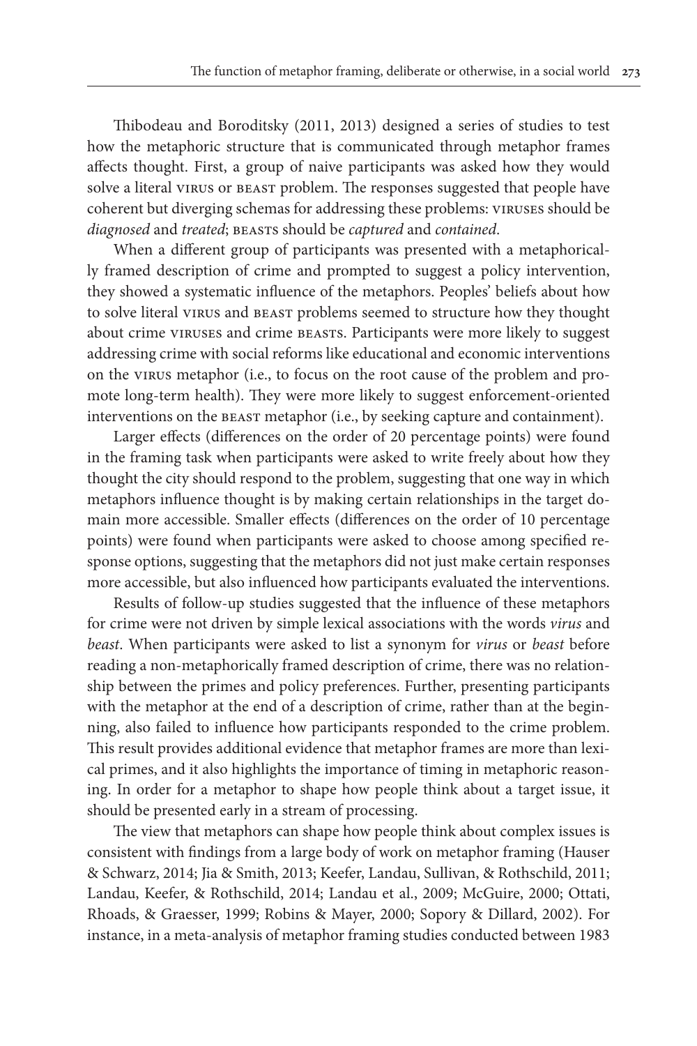Thibodeau and Boroditsky (2011, 2013) designed a series of studies to test how the metaphoric structure that is communicated through metaphor frames affects thought. First, a group of naive participants was asked how they would solve a literal VIRUS or BEAST problem. The responses suggested that people have coherent but diverging schemas for addressing these problems: VIRUSES should be *diagnosed* and *treated*; BEASTS should be *captured* and *contained*.

When a different group of participants was presented with a metaphorically framed description of crime and prompted to suggest a policy intervention, they showed a systematic influence of the metaphors. Peoples' beliefs about how to solve literal VIRUS and BEAST problems seemed to structure how they thought about crime VIRUSES and crime BEASTS. Participants were more likely to suggest addressing crime with social reforms like educational and economic interventions on the VIRUS metaphor (i.e., to focus on the root cause of the problem and promote long-term health). They were more likely to suggest enforcement-oriented interventions on the BEAST metaphor (i.e., by seeking capture and containment).

Larger effects (differences on the order of 20 percentage points) were found in the framing task when participants were asked to write freely about how they thought the city should respond to the problem, suggesting that one way in which metaphors influence thought is by making certain relationships in the target domain more accessible. Smaller effects (differences on the order of 10 percentage points) were found when participants were asked to choose among specified response options, suggesting that the metaphors did not just make certain responses more accessible, but also influenced how participants evaluated the interventions.

Results of follow-up studies suggested that the influence of these metaphors for crime were not driven by simple lexical associations with the words *virus* and *beast*. When participants were asked to list a synonym for *virus* or *beast* before reading a non-metaphorically framed description of crime, there was no relationship between the primes and policy preferences. Further, presenting participants with the metaphor at the end of a description of crime, rather than at the beginning, also failed to influence how participants responded to the crime problem. This result provides additional evidence that metaphor frames are more than lexical primes, and it also highlights the importance of timing in metaphoric reasoning. In order for a metaphor to shape how people think about a target issue, it should be presented early in a stream of processing.

The view that metaphors can shape how people think about complex issues is consistent with findings from a large body of work on metaphor framing (Hauser & Schwarz, 2014; Jia & Smith, 2013; Keefer, Landau, Sullivan, & Rothschild, 2011; Landau, Keefer, & Rothschild, 2014; Landau et al., 2009; McGuire, 2000; Ottati, Rhoads, & Graesser, 1999; Robins & Mayer, 2000; Sopory & Dillard, 2002). For instance, in a meta-analysis of metaphor framing studies conducted between 1983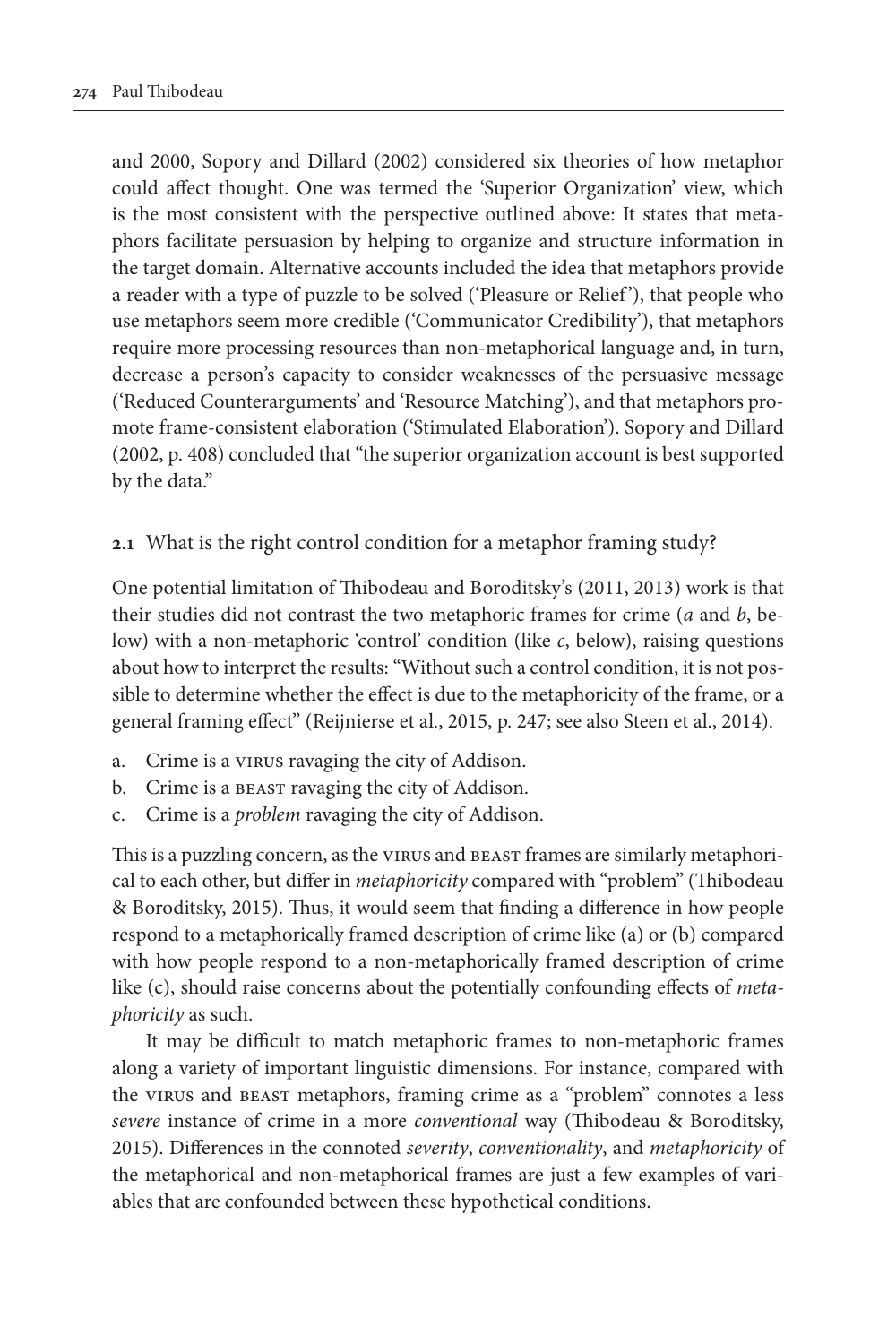and 2000, Sopory and Dillard (2002) considered six theories of how metaphor could affect thought. One was termed the 'Superior Organization' view, which is the most consistent with the perspective outlined above: It states that metaphors facilitate persuasion by helping to organize and structure information in the target domain. Alternative accounts included the idea that metaphors provide a reader with a type of puzzle to be solved ('Pleasure or Relief'), that people who use metaphors seem more credible ('Communicator Credibility'), that metaphors require more processing resources than non-metaphorical language and, in turn, decrease a person's capacity to consider weaknesses of the persuasive message ('Reduced Counterarguments' and 'Resource Matching'), and that metaphors promote frame-consistent elaboration ('Stimulated Elaboration'). Sopory and Dillard (2002, p. 408) concluded that "the superior organization account is best supported by the data."

### 2.1 What is the right control condition for a metaphor framing study?

One potential limitation of Thibodeau and Boroditsky's (2011, 2013) work is that their studies did not contrast the two metaphoric frames for crime (*a* and *b*, below) with a non-metaphoric 'control' condition (like *c*, below), raising questions about how to interpret the results: "Without such a control condition, it is not possible to determine whether the effect is due to the metaphoricity of the frame, or a general framing effect" (Reijnierse et al., 2015, p. 247; see also Steen et al., 2014).

a. Crime is a VIRUS ravaging the city of Addison.
b. Crime is a BEAST ravaging the city of Addison.
c. Crime is a *problem* ravaging the city of Addison.

This is a puzzling concern, as the VIRUS and BEAST frames are similarly metaphorical to each other, but differ in *metaphoricity* compared with "problem" (Thibodeau & Boroditsky, 2015). Thus, it would seem that finding a difference in how people respond to a metaphorically framed description of crime like (a) or (b) compared with how people respond to a non-metaphorically framed description of crime like (c), should raise concerns about the potentially confounding effects of *metaphoricity* as such.

It may be difficult to match metaphoric frames to non-metaphoric frames along a variety of important linguistic dimensions. For instance, compared with the VIRUS and BEAST metaphors, framing crime as a "problem" connotes a less *severe* instance of crime in a more *conventional* way (Thibodeau & Boroditsky, 2015). Differences in the connoted *severity*, *conventionality*, and *metaphoricity* of the metaphorical and non-metaphorical frames are just a few examples of variables that are confounded between these hypothetical conditions.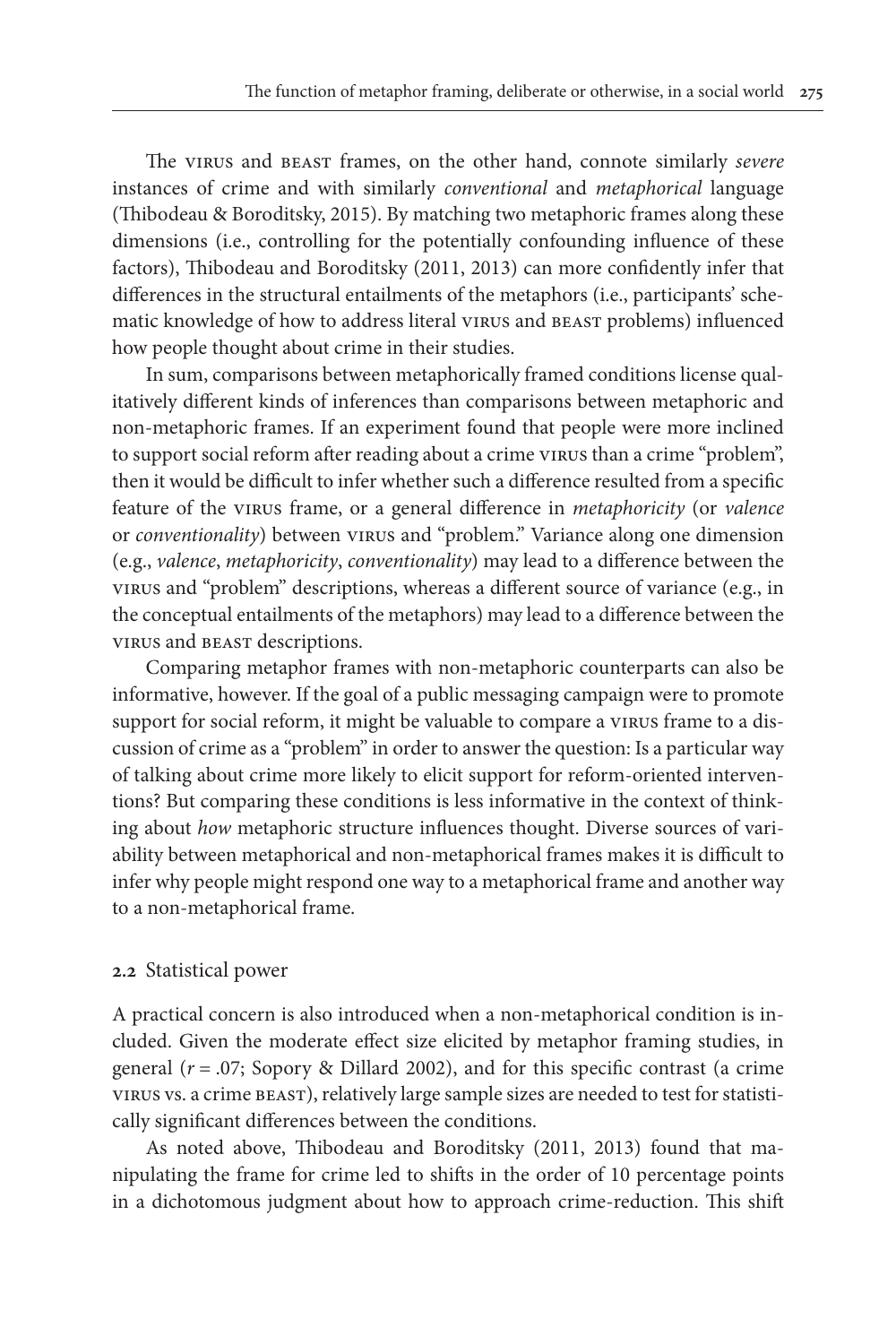The VIRUS and BEAST frames, on the other hand, connote similarly *severe* instances of crime and with similarly *conventional* and *metaphorical* language (Thibodeau & Boroditsky, 2015). By matching two metaphoric frames along these dimensions (i.e., controlling for the potentially confounding influence of these factors), Thibodeau and Boroditsky (2011, 2013) can more confidently infer that differences in the structural entailments of the metaphors (i.e., participants' schematic knowledge of how to address literal VIRUS and BEAST problems) influenced how people thought about crime in their studies.

In sum, comparisons between metaphorically framed conditions license qualitatively different kinds of inferences than comparisons between metaphoric and non-metaphoric frames. If an experiment found that people were more inclined to support social reform after reading about a crime VIRUS than a crime "problem", then it would be difficult to infer whether such a difference resulted from a specific feature of the VIRUS frame, or a general difference in *metaphoricity* (or *valence* or *conventionality*) between VIRUS and "problem." Variance along one dimension (e.g., *valence*, *metaphoricity*, *conventionality*) may lead to a difference between the VIRUS and "problem" descriptions, whereas a different source of variance (e.g., in the conceptual entailments of the metaphors) may lead to a difference between the VIRUS and BEAST descriptions.

Comparing metaphor frames with non-metaphoric counterparts can also be informative, however. If the goal of a public messaging campaign were to promote support for social reform, it might be valuable to compare a VIRUS frame to a discussion of crime as a "problem" in order to answer the question: Is a particular way of talking about crime more likely to elicit support for reform-oriented interventions? But comparing these conditions is less informative in the context of thinking about *how* metaphoric structure influences thought. Diverse sources of variability between metaphorical and non-metaphorical frames makes it is difficult to infer why people might respond one way to a metaphorical frame and another way to a non-metaphorical frame.

### 2.2 Statistical power

A practical concern is also introduced when a non-metaphorical condition is included. Given the moderate effect size elicited by metaphor framing studies, in general ($r = .07$; Sopory & Dillard 2002), and for this specific contrast (a crime VIRUS vs. a crime BEAST), relatively large sample sizes are needed to test for statistically significant differences between the conditions.

As noted above, Thibodeau and Boroditsky (2011, 2013) found that manipulating the frame for crime led to shifts in the order of 10 percentage points in a dichotomous judgment about how to approach crime-reduction. This shift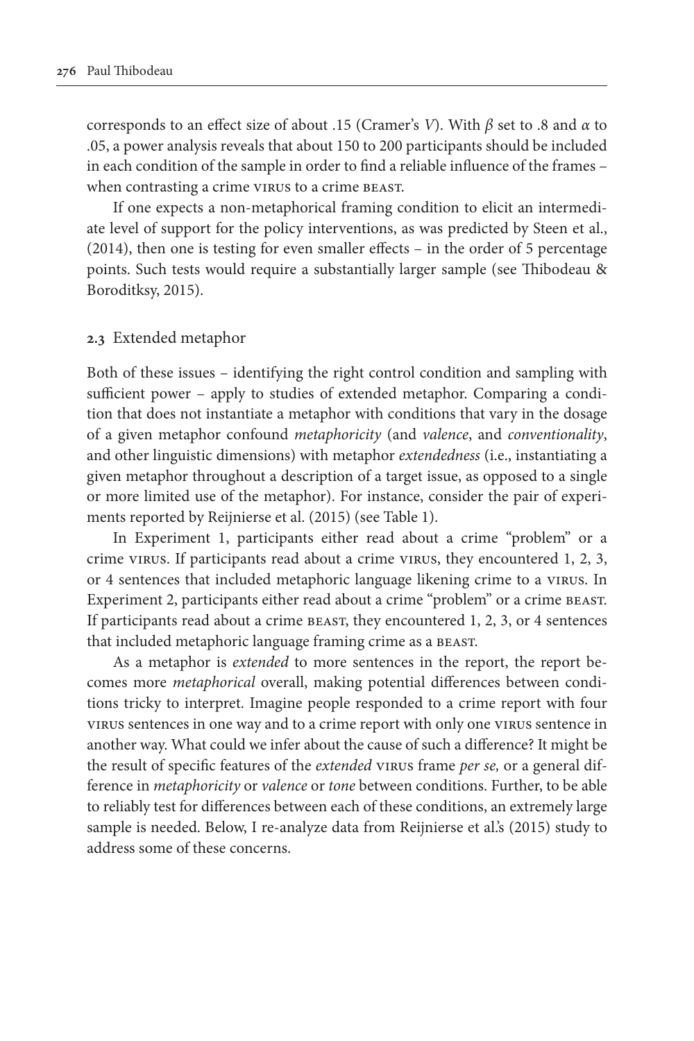corresponds to an effect size of about .15 (Cramer's $V$). With $\beta$ set to .8 and $\alpha$ to .05, a power analysis reveals that about 150 to 200 participants should be included in each condition of the sample in order to find a reliable influence of the frames – when contrasting a crime VIRUS to a crime BEAST.

If one expects a non-metaphorical framing condition to elicit an intermediate level of support for the policy interventions, as was predicted by Steen et al., (2014), then one is testing for even smaller effects – in the order of 5 percentage points. Such tests would require a substantially larger sample (see Thibodeau & Boroditksy, 2015).

### 2.3 Extended metaphor

Both of these issues – identifying the right control condition and sampling with sufficient power – apply to studies of extended metaphor. Comparing a condition that does not instantiate a metaphor with conditions that vary in the dosage of a given metaphor confound *metaphoricity* (and *valence*, and *conventionality*, and other linguistic dimensions) with metaphor *extendedness* (i.e., instantiating a given metaphor throughout a description of a target issue, as opposed to a single or more limited use of the metaphor). For instance, consider the pair of experiments reported by Reijnierse et al. (2015) (see Table 1).

In Experiment 1, participants either read about a crime "problem" or a crime VIRUS. If participants read about a crime VIRUS, they encountered 1, 2, 3, or 4 sentences that included metaphoric language likening crime to a VIRUS. In Experiment 2, participants either read about a crime "problem" or a crime BEAST. If participants read about a crime BEAST, they encountered 1, 2, 3, or 4 sentences that included metaphoric language framing crime as a BEAST.

As a metaphor is *extended* to more sentences in the report, the report becomes more *metaphorical* overall, making potential differences between conditions tricky to interpret. Imagine people responded to a crime report with four VIRUS sentences in one way and to a crime report with only one VIRUS sentence in another way. What could we infer about the cause of such a difference? It might be the result of specific features of the *extended* VIRUS frame *per se,* or a general difference in *metaphoricity* or *valence* or *tone* between conditions. Further, to be able to reliably test for differences between each of these conditions, an extremely large sample is needed. Below, I re-analyze data from Reijnierse et al.'s (2015) study to address some of these concerns.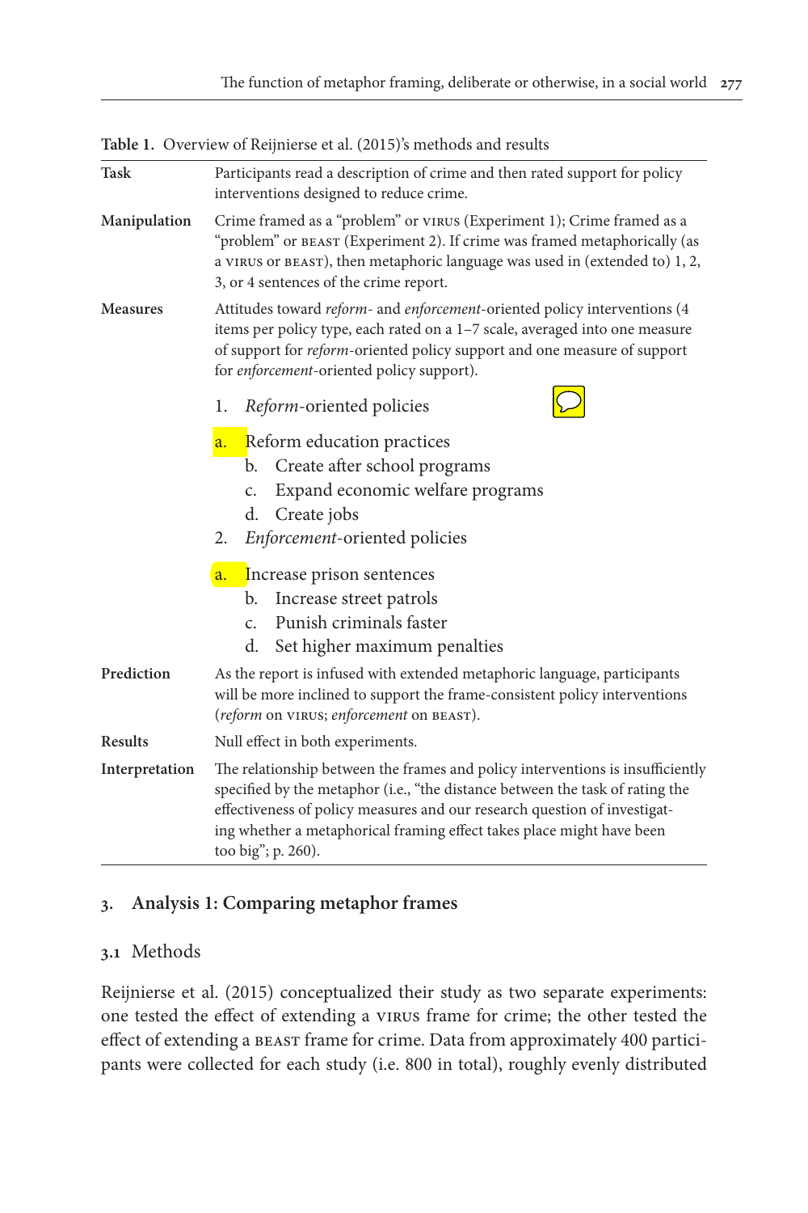**Table 1.** Overview of Reijnierse et al. (2015)'s methods and results

| | |
|---|---|
| **Task** | Participants read a description of crime and then rated support for policy interventions designed to reduce crime. |
| **Manipulation** | Crime framed as a "problem" or VIRUS (Experiment 1); Crime framed as a "problem" or BEAST (Experiment 2). If crime was framed metaphorically (as a VIRUS or BEAST), then metaphoric language was used in (extended to) 1, 2, 3, or 4 sentences of the crime report. |
| **Measures** | Attitudes toward *reform-* and *enforcement*-oriented policy interventions (4 items per policy type, each rated on a 1–7 scale, averaged into one measure of support for *reform*-oriented policy support and one measure of support for *enforcement*-oriented policy support).<br>1. *Reform*-oriented policies<br>a. Reform education practices<br>b. Create after school programs<br>c. Expand economic welfare programs<br>d. Create jobs<br>2. *Enforcement*-oriented policies<br>a. Increase prison sentences<br>b. Increase street patrols<br>c. Punish criminals faster<br>d. Set higher maximum penalties |
| **Prediction** | As the report is infused with extended metaphoric language, participants will be more inclined to support the frame-consistent policy interventions (*reform* on VIRUS; *enforcement* on BEAST). |
| **Results** | Null effect in both experiments. |
| **Interpretation** | The relationship between the frames and policy interventions is insufficiently specified by the metaphor (i.e., "the distance between the task of rating the effectiveness of policy measures and our research question of investigating whether a metaphorical framing effect takes place might have been too big"; p. 260). |

## 3. Analysis 1: Comparing metaphor frames

### 3.1 Methods

Reijnierse et al. (2015) conceptualized their study as two separate experiments: one tested the effect of extending a VIRUS frame for crime; the other tested the effect of extending a BEAST frame for crime. Data from approximately 400 participants were collected for each study (i.e. 800 in total), roughly evenly distributed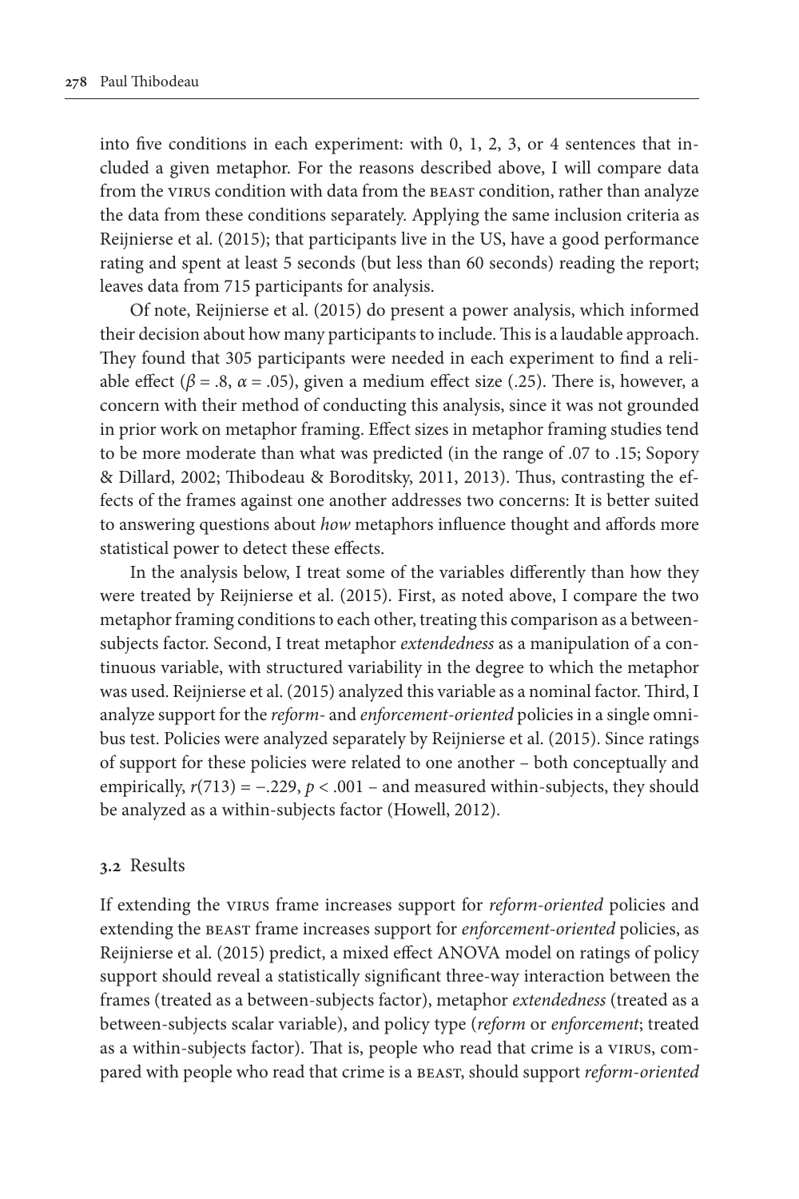into five conditions in each experiment: with 0, 1, 2, 3, or 4 sentences that included a given metaphor. For the reasons described above, I will compare data from the VIRUS condition with data from the BEAST condition, rather than analyze the data from these conditions separately. Applying the same inclusion criteria as Reijnierse et al. (2015); that participants live in the US, have a good performance rating and spent at least 5 seconds (but less than 60 seconds) reading the report; leaves data from 715 participants for analysis.

Of note, Reijnierse et al. (2015) do present a power analysis, which informed their decision about how many participants to include. This is a laudable approach. They found that 305 participants were needed in each experiment to find a reliable effect ($\beta = .8$, $\alpha = .05$), given a medium effect size (.25). There is, however, a concern with their method of conducting this analysis, since it was not grounded in prior work on metaphor framing. Effect sizes in metaphor framing studies tend to be more moderate than what was predicted (in the range of .07 to .15; Sopory & Dillard, 2002; Thibodeau & Boroditsky, 2011, 2013). Thus, contrasting the effects of the frames against one another addresses two concerns: It is better suited to answering questions about *how* metaphors influence thought and affords more statistical power to detect these effects.

In the analysis below, I treat some of the variables differently than how they were treated by Reijnierse et al. (2015). First, as noted above, I compare the two metaphor framing conditions to each other, treating this comparison as a between-subjects factor. Second, I treat metaphor *extendedness* as a manipulation of a continuous variable, with structured variability in the degree to which the metaphor was used. Reijnierse et al. (2015) analyzed this variable as a nominal factor. Third, I analyze support for the *reform-* and *enforcement-oriented* policies in a single omnibus test. Policies were analyzed separately by Reijnierse et al. (2015). Since ratings of support for these policies were related to one another – both conceptually and empirically, $r(713) = -.229$, $p < .001$ – and measured within-subjects, they should be analyzed as a within-subjects factor (Howell, 2012).

### 3.2 Results

If extending the VIRUS frame increases support for *reform-oriented* policies and extending the BEAST frame increases support for *enforcement-oriented* policies, as Reijnierse et al. (2015) predict, a mixed effect ANOVA model on ratings of policy support should reveal a statistically significant three-way interaction between the frames (treated as a between-subjects factor), metaphor *extendedness* (treated as a between-subjects scalar variable), and policy type (*reform* or *enforcement*; treated as a within-subjects factor). That is, people who read that crime is a VIRUS, compared with people who read that crime is a BEAST, should support *reform-oriented*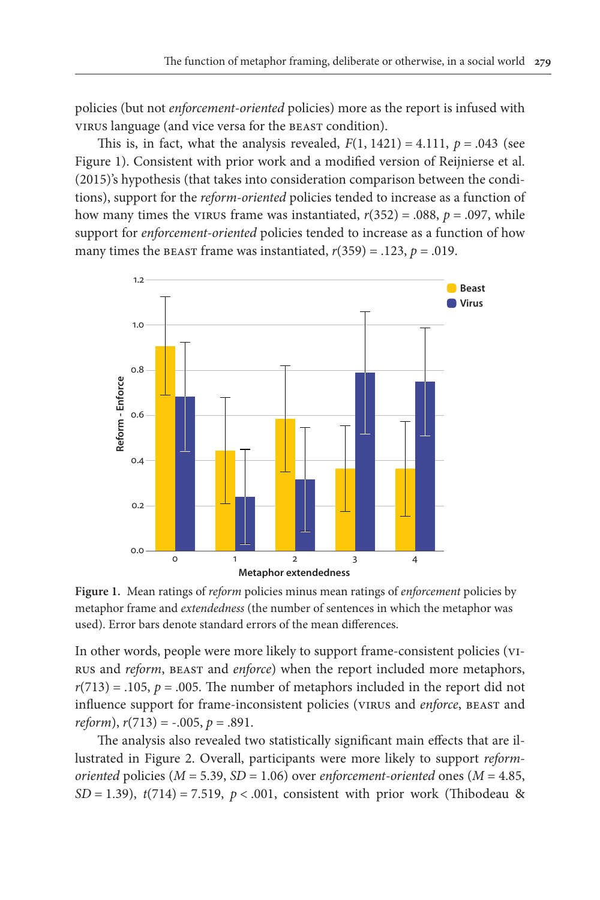policies (but not *enforcement-oriented* policies) more as the report is infused with VIRUS language (and vice versa for the BEAST condition).

This is, in fact, what the analysis revealed, $F(1, 1421) = 4.111$, $p = .043$ (see Figure 1). Consistent with prior work and a modified version of Reijnierse et al. (2015)'s hypothesis (that takes into consideration comparison between the conditions), support for the *reform-oriented* policies tended to increase as a function of how many times the VIRUS frame was instantiated, $r(352) = .088$, $p = .097$, while support for *enforcement-oriented* policies tended to increase as a function of how many times the BEAST frame was instantiated, $r(359) = .123$, $p = .019$.

**Figure 1.** Mean ratings of *reform* policies minus mean ratings of *enforcement* policies by metaphor frame and *extendedness* (the number of sentences in which the metaphor was used). Error bars denote standard errors of the mean differences.

In other words, people were more likely to support frame-consistent policies (VIRUS and *reform*, BEAST and *enforce*) when the report included more metaphors, $r(713) = .105$, $p = .005$. The number of metaphors included in the report did not influence support for frame-inconsistent policies (VIRUS and *enforce*, BEAST and *reform*), $r(713) = -.005$, $p = .891$.

The analysis also revealed two statistically significant main effects that are illustrated in Figure 2. Overall, participants were more likely to support *reform-oriented* policies ($M = 5.39$, $SD = 1.06$) over *enforcement-oriented* ones ($M = 4.85$, $SD = 1.39$), $t(714) = 7.519$, $p < .001$, consistent with prior work (Thibodeau &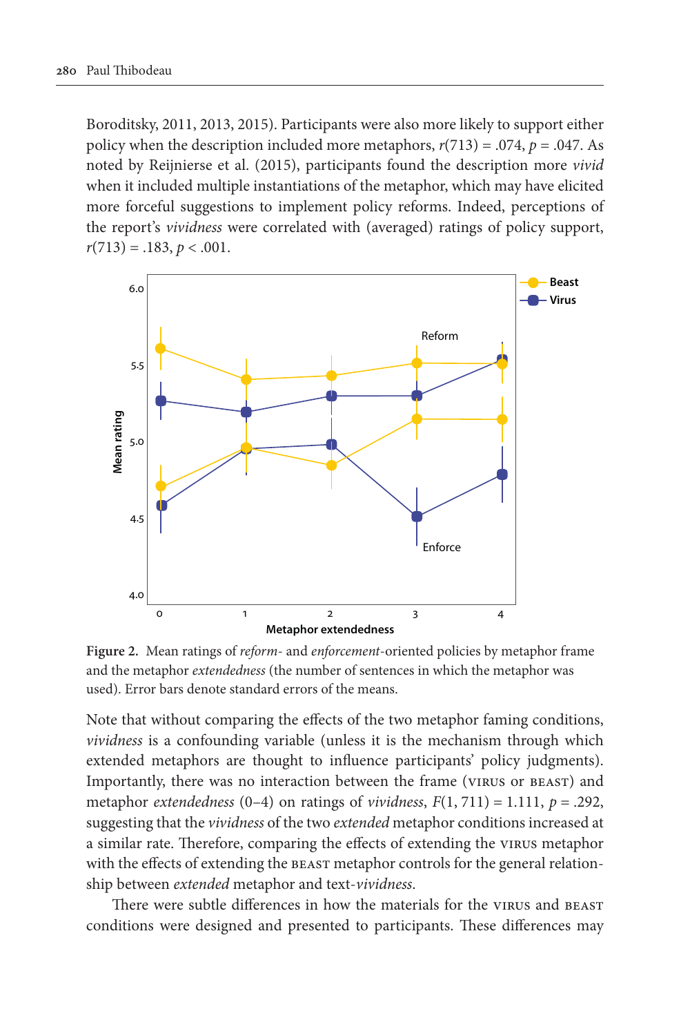Boroditsky, 2011, 2013, 2015). Participants were also more likely to support either policy when the description included more metaphors, $r(713) = .074$, $p = .047$. As noted by Reijnierse et al. (2015), participants found the description more *vivid* when it included multiple instantiations of the metaphor, which may have elicited more forceful suggestions to implement policy reforms. Indeed, perceptions of the report's *vividness* were correlated with (averaged) ratings of policy support, $r(713) = .183$, $p < .001$.

**Figure 2.** Mean ratings of *reform*- and *enforcement*-oriented policies by metaphor frame and the metaphor *extendedness* (the number of sentences in which the metaphor was used). Error bars denote standard errors of the means.

Note that without comparing the effects of the two metaphor faming conditions, *vividness* is a confounding variable (unless it is the mechanism through which extended metaphors are thought to influence participants' policy judgments). Importantly, there was no interaction between the frame (VIRUS or BEAST) and metaphor *extendedness* (0–4) on ratings of *vividness*, $F(1, 711) = 1.111$, $p = .292$, suggesting that the *vividness* of the two *extended* metaphor conditions increased at a similar rate. Therefore, comparing the effects of extending the VIRUS metaphor with the effects of extending the BEAST metaphor controls for the general relationship between *extended* metaphor and text-*vividness*.

There were subtle differences in how the materials for the VIRUS and BEAST conditions were designed and presented to participants. These differences may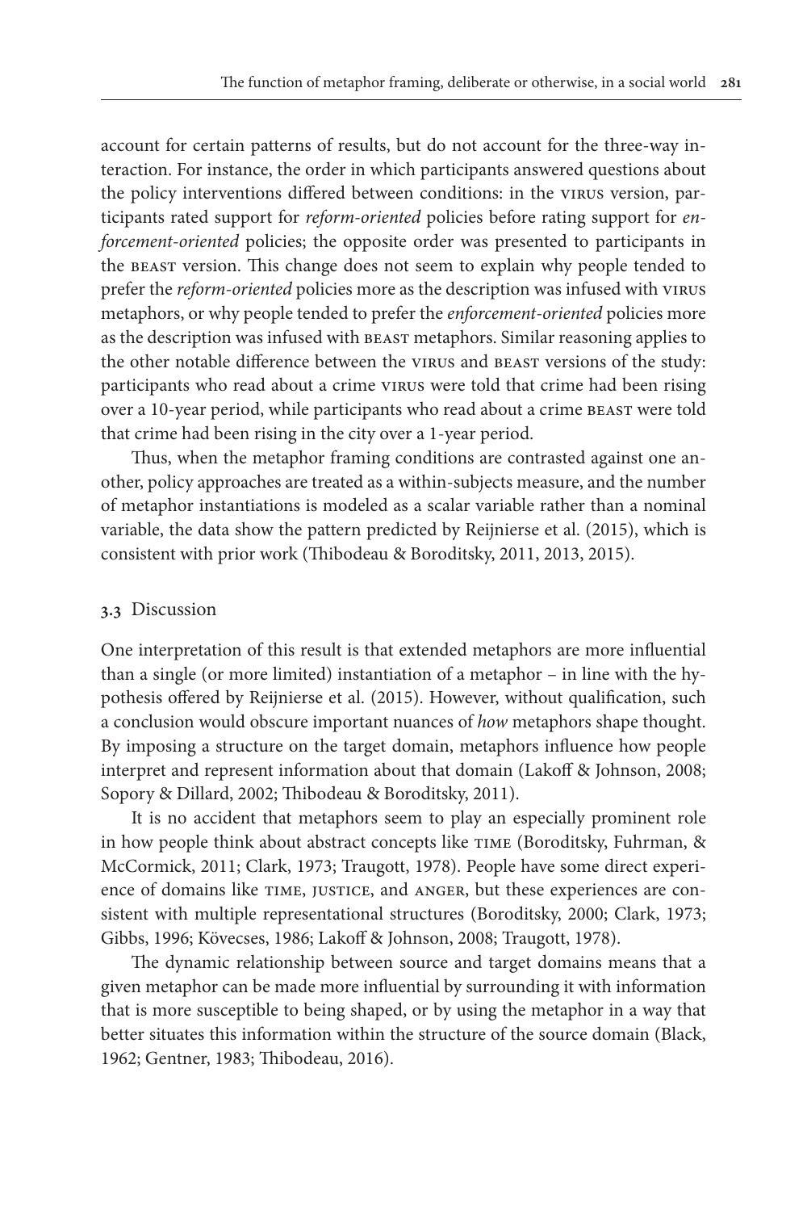account for certain patterns of results, but do not account for the three-way interaction. For instance, the order in which participants answered questions about the policy interventions differed between conditions: in the VIRUS version, participants rated support for *reform-oriented* policies before rating support for *enforcement-oriented* policies; the opposite order was presented to participants in the BEAST version. This change does not seem to explain why people tended to prefer the *reform-oriented* policies more as the description was infused with VIRUS metaphors, or why people tended to prefer the *enforcement-oriented* policies more as the description was infused with BEAST metaphors. Similar reasoning applies to the other notable difference between the VIRUS and BEAST versions of the study: participants who read about a crime VIRUS were told that crime had been rising over a 10-year period, while participants who read about a crime BEAST were told that crime had been rising in the city over a 1-year period.

Thus, when the metaphor framing conditions are contrasted against one another, policy approaches are treated as a within-subjects measure, and the number of metaphor instantiations is modeled as a scalar variable rather than a nominal variable, the data show the pattern predicted by Reijnierse et al. (2015), which is consistent with prior work (Thibodeau & Boroditsky, 2011, 2013, 2015).

### 3.3 Discussion

One interpretation of this result is that extended metaphors are more influential than a single (or more limited) instantiation of a metaphor – in line with the hypothesis offered by Reijnierse et al. (2015). However, without qualification, such a conclusion would obscure important nuances of *how* metaphors shape thought. By imposing a structure on the target domain, metaphors influence how people interpret and represent information about that domain (Lakoff & Johnson, 2008; Sopory & Dillard, 2002; Thibodeau & Boroditsky, 2011).

It is no accident that metaphors seem to play an especially prominent role in how people think about abstract concepts like TIME (Boroditsky, Fuhrman, & McCormick, 2011; Clark, 1973; Traugott, 1978). People have some direct experience of domains like TIME, JUSTICE, and ANGER, but these experiences are consistent with multiple representational structures (Boroditsky, 2000; Clark, 1973; Gibbs, 1996; Kövecses, 1986; Lakoff & Johnson, 2008; Traugott, 1978).

The dynamic relationship between source and target domains means that a given metaphor can be made more influential by surrounding it with information that is more susceptible to being shaped, or by using the metaphor in a way that better situates this information within the structure of the source domain (Black, 1962; Gentner, 1983; Thibodeau, 2016).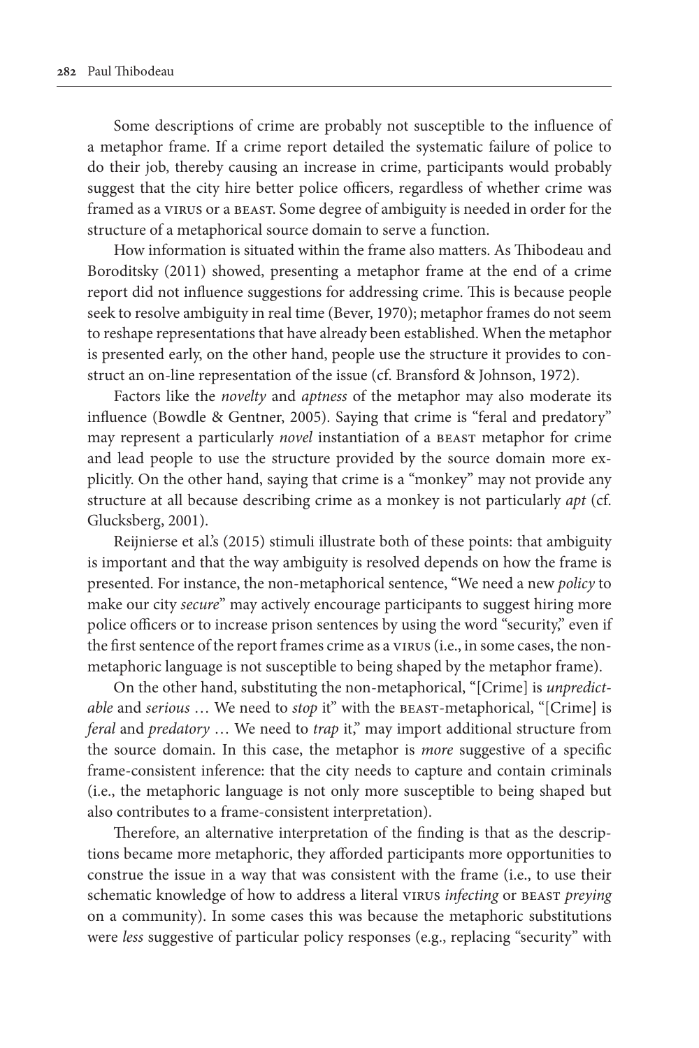Some descriptions of crime are probably not susceptible to the influence of a metaphor frame. If a crime report detailed the systematic failure of police to do their job, thereby causing an increase in crime, participants would probably suggest that the city hire better police officers, regardless of whether crime was framed as a VIRUS or a BEAST. Some degree of ambiguity is needed in order for the structure of a metaphorical source domain to serve a function.

How information is situated within the frame also matters. As Thibodeau and Boroditsky (2011) showed, presenting a metaphor frame at the end of a crime report did not influence suggestions for addressing crime. This is because people seek to resolve ambiguity in real time (Bever, 1970); metaphor frames do not seem to reshape representations that have already been established. When the metaphor is presented early, on the other hand, people use the structure it provides to construct an on-line representation of the issue (cf. Bransford & Johnson, 1972).

Factors like the *novelty* and *aptness* of the metaphor may also moderate its influence (Bowdle & Gentner, 2005). Saying that crime is "feral and predatory" may represent a particularly *novel* instantiation of a BEAST metaphor for crime and lead people to use the structure provided by the source domain more explicitly. On the other hand, saying that crime is a "monkey" may not provide any structure at all because describing crime as a monkey is not particularly *apt* (cf. Glucksberg, 2001).

Reijnierse et al.'s (2015) stimuli illustrate both of these points: that ambiguity is important and that the way ambiguity is resolved depends on how the frame is presented. For instance, the non-metaphorical sentence, "We need a new *policy* to make our city *secure*" may actively encourage participants to suggest hiring more police officers or to increase prison sentences by using the word "security," even if the first sentence of the report frames crime as a VIRUS (i.e., in some cases, the non-metaphoric language is not susceptible to being shaped by the metaphor frame).

On the other hand, substituting the non-metaphorical, "[Crime] is *unpredictable* and *serious* … We need to *stop* it" with the BEAST-metaphorical, "[Crime] is *feral* and *predatory* … We need to *trap* it," may import additional structure from the source domain. In this case, the metaphor is *more* suggestive of a specific frame-consistent inference: that the city needs to capture and contain criminals (i.e., the metaphoric language is not only more susceptible to being shaped but also contributes to a frame-consistent interpretation).

Therefore, an alternative interpretation of the finding is that as the descriptions became more metaphoric, they afforded participants more opportunities to construe the issue in a way that was consistent with the frame (i.e., to use their schematic knowledge of how to address a literal VIRUS *infecting* or BEAST *preying* on a community). In some cases this was because the metaphoric substitutions were *less* suggestive of particular policy responses (e.g., replacing "security" with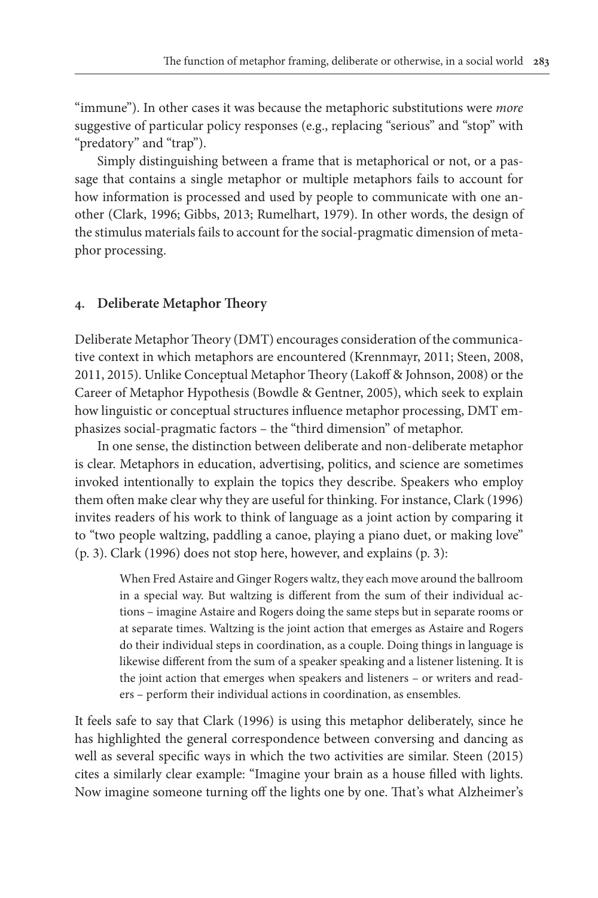"immune"). In other cases it was because the metaphoric substitutions were *more* suggestive of particular policy responses (e.g., replacing "serious" and "stop" with "predatory" and "trap").

Simply distinguishing between a frame that is metaphorical or not, or a passage that contains a single metaphor or multiple metaphors fails to account for how information is processed and used by people to communicate with one another (Clark, 1996; Gibbs, 2013; Rumelhart, 1979). In other words, the design of the stimulus materials fails to account for the social-pragmatic dimension of metaphor processing.

## 4. Deliberate Metaphor Theory

Deliberate Metaphor Theory (DMT) encourages consideration of the communicative context in which metaphors are encountered (Krennmayr, 2011; Steen, 2008, 2011, 2015). Unlike Conceptual Metaphor Theory (Lakoff & Johnson, 2008) or the Career of Metaphor Hypothesis (Bowdle & Gentner, 2005), which seek to explain how linguistic or conceptual structures influence metaphor processing, DMT emphasizes social-pragmatic factors – the "third dimension" of metaphor.

In one sense, the distinction between deliberate and non-deliberate metaphor is clear. Metaphors in education, advertising, politics, and science are sometimes invoked intentionally to explain the topics they describe. Speakers who employ them often make clear why they are useful for thinking. For instance, Clark (1996) invites readers of his work to think of language as a joint action by comparing it to "two people waltzing, paddling a canoe, playing a piano duet, or making love" (p. 3). Clark (1996) does not stop here, however, and explains (p. 3):

> When Fred Astaire and Ginger Rogers waltz, they each move around the ballroom in a special way. But waltzing is different from the sum of their individual actions – imagine Astaire and Rogers doing the same steps but in separate rooms or at separate times. Waltzing is the joint action that emerges as Astaire and Rogers do their individual steps in coordination, as a couple. Doing things in language is likewise different from the sum of a speaker speaking and a listener listening. It is the joint action that emerges when speakers and listeners – or writers and readers – perform their individual actions in coordination, as ensembles.

It feels safe to say that Clark (1996) is using this metaphor deliberately, since he has highlighted the general correspondence between conversing and dancing as well as several specific ways in which the two activities are similar. Steen (2015) cites a similarly clear example: "Imagine your brain as a house filled with lights. Now imagine someone turning off the lights one by one. That's what Alzheimer's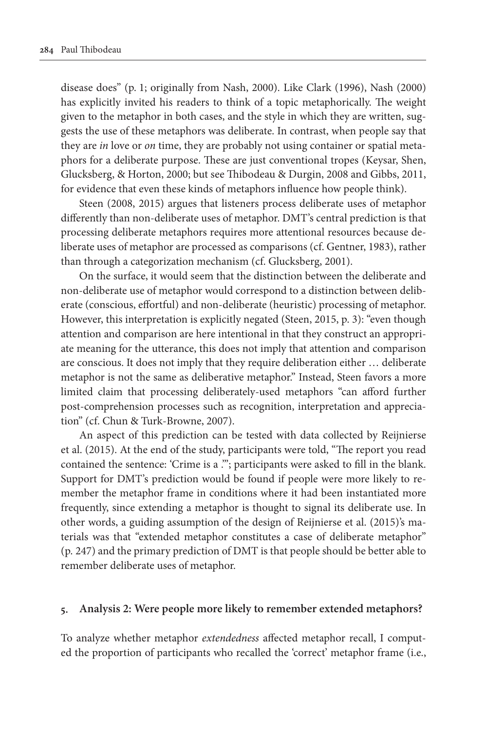disease does" (p. 1; originally from Nash, 2000). Like Clark (1996), Nash (2000) has explicitly invited his readers to think of a topic metaphorically. The weight given to the metaphor in both cases, and the style in which they are written, suggests the use of these metaphors was deliberate. In contrast, when people say that they are *in* love or *on* time, they are probably not using container or spatial metaphors for a deliberate purpose. These are just conventional tropes (Keysar, Shen, Glucksberg, & Horton, 2000; but see Thibodeau & Durgin, 2008 and Gibbs, 2011, for evidence that even these kinds of metaphors influence how people think).

Steen (2008, 2015) argues that listeners process deliberate uses of metaphor differently than non-deliberate uses of metaphor. DMT's central prediction is that processing deliberate metaphors requires more attentional resources because deliberate uses of metaphor are processed as comparisons (cf. Gentner, 1983), rather than through a categorization mechanism (cf. Glucksberg, 2001).

On the surface, it would seem that the distinction between the deliberate and non-deliberate use of metaphor would correspond to a distinction between deliberate (conscious, effortful) and non-deliberate (heuristic) processing of metaphor. However, this interpretation is explicitly negated (Steen, 2015, p. 3): "even though attention and comparison are here intentional in that they construct an appropriate meaning for the utterance, this does not imply that attention and comparison are conscious. It does not imply that they require deliberation either … deliberate metaphor is not the same as deliberative metaphor." Instead, Steen favors a more limited claim that processing deliberately-used metaphors "can afford further post-comprehension processes such as recognition, interpretation and appreciation" (cf. Chun & Turk-Browne, 2007).

An aspect of this prediction can be tested with data collected by Reijnierse et al. (2015). At the end of the study, participants were told, "The report you read contained the sentence: 'Crime is a .'"; participants were asked to fill in the blank. Support for DMT's prediction would be found if people were more likely to remember the metaphor frame in conditions where it had been instantiated more frequently, since extending a metaphor is thought to signal its deliberate use. In other words, a guiding assumption of the design of Reijnierse et al. (2015)'s materials was that "extended metaphor constitutes a case of deliberate metaphor" (p. 247) and the primary prediction of DMT is that people should be better able to remember deliberate uses of metaphor.

## 5. Analysis 2: Were people more likely to remember extended metaphors?

To analyze whether metaphor *extendedness* affected metaphor recall, I computed the proportion of participants who recalled the 'correct' metaphor frame (i.e.,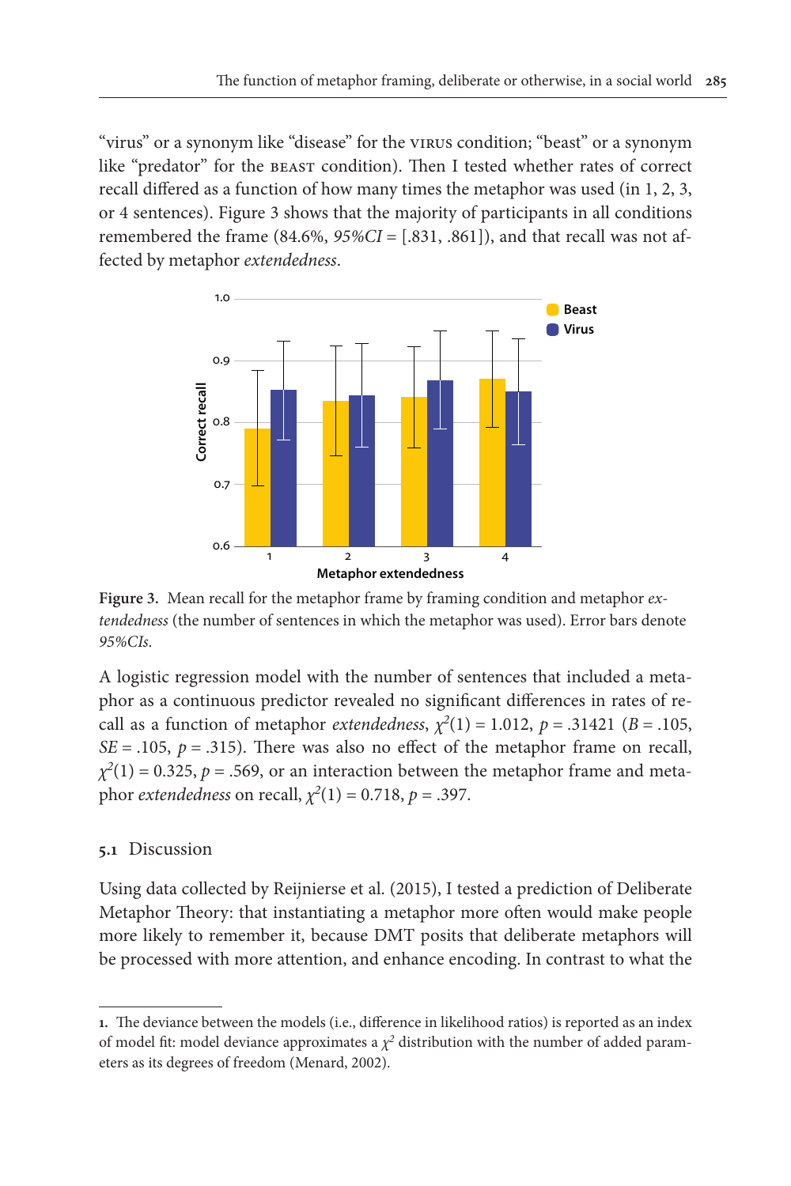"virus" or a synonym like "disease" for the VIRUS condition; "beast" or a synonym like "predator" for the BEAST condition). Then I tested whether rates of correct recall differed as a function of how many times the metaphor was used (in 1, 2, 3, or 4 sentences). Figure 3 shows that the majority of participants in all conditions remembered the frame (84.6%, *95%CI* = [.831, .861]), and that recall was not affected by metaphor *extendedness*.

**Figure 3.** Mean recall for the metaphor frame by framing condition and metaphor *extendedness* (the number of sentences in which the metaphor was used). Error bars denote *95%CIs*.

A logistic regression model with the number of sentences that included a metaphor as a continuous predictor revealed no significant differences in rates of recall as a function of metaphor *extendedness*, $\chi^2(1) = 1.012$, $p = .31421$ ($B = .105$, $SE = .105$, $p = .315$). There was also no effect of the metaphor frame on recall, $\chi^2(1) = 0.325$, $p = .569$, or an interaction between the metaphor frame and metaphor *extendedness* on recall, $\chi^2(1) = 0.718$, $p = .397$.

## 5.1 Discussion

Using data collected by Reijnierse et al. (2015), I tested a prediction of Deliberate Metaphor Theory: that instantiating a metaphor more often would make people more likely to remember it, because DMT posits that deliberate metaphors will be processed with more attention, and enhance encoding. In contrast to what the

---

1. The deviance between the models (i.e., difference in likelihood ratios) is reported as an index of model fit: model deviance approximates a $\chi^2$ distribution with the number of added parameters as its degrees of freedom (Menard, 2002).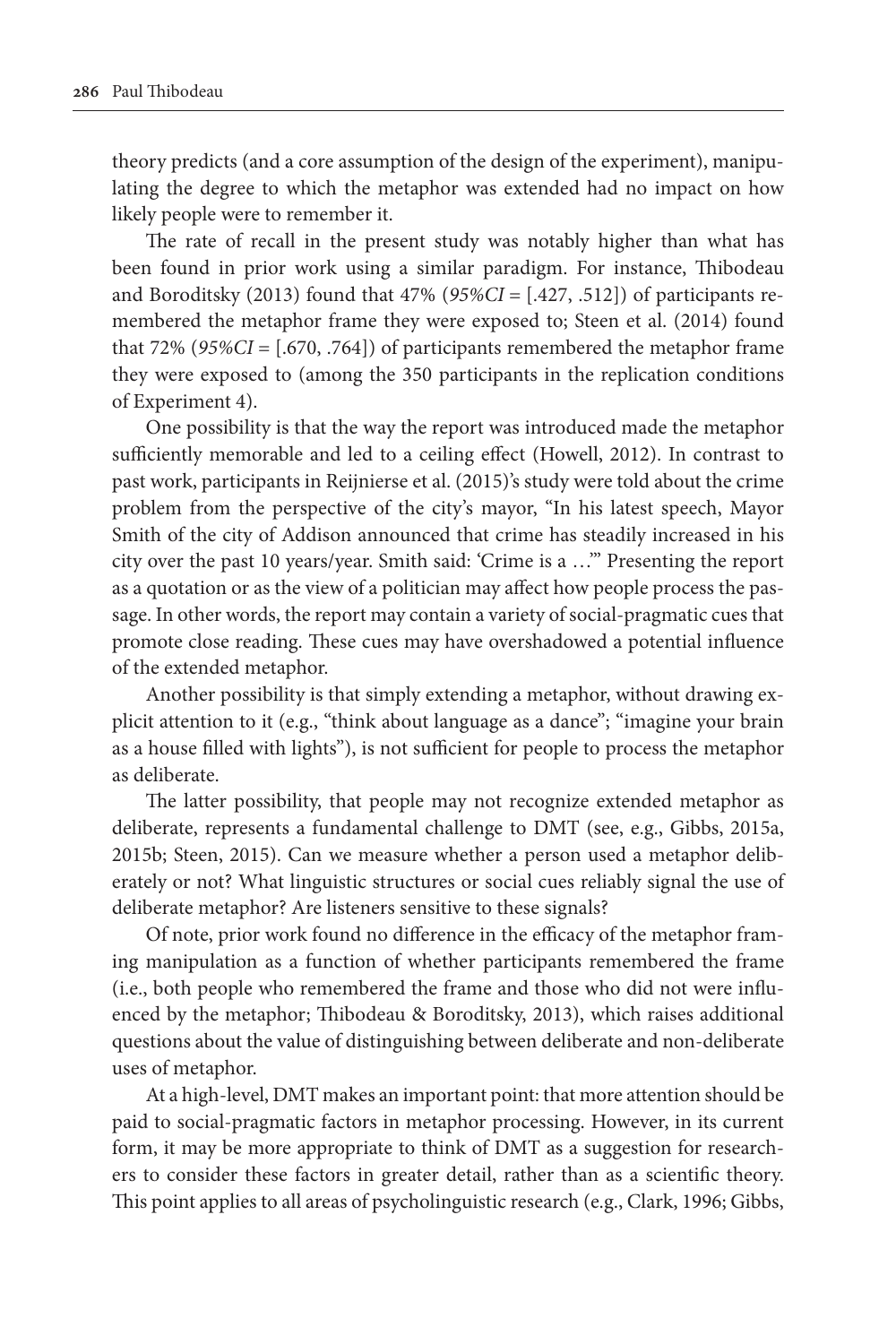theory predicts (and a core assumption of the design of the experiment), manipulating the degree to which the metaphor was extended had no impact on how likely people were to remember it.

The rate of recall in the present study was notably higher than what has been found in prior work using a similar paradigm. For instance, Thibodeau and Boroditsky (2013) found that 47% (*95%CI* = [.427, .512]) of participants remembered the metaphor frame they were exposed to; Steen et al. (2014) found that 72% (*95%CI* = [.670, .764]) of participants remembered the metaphor frame they were exposed to (among the 350 participants in the replication conditions of Experiment 4).

One possibility is that the way the report was introduced made the metaphor sufficiently memorable and led to a ceiling effect (Howell, 2012). In contrast to past work, participants in Reijnierse et al. (2015)'s study were told about the crime problem from the perspective of the city's mayor, "In his latest speech, Mayor Smith of the city of Addison announced that crime has steadily increased in his city over the past 10 years/year. Smith said: 'Crime is a …'" Presenting the report as a quotation or as the view of a politician may affect how people process the passage. In other words, the report may contain a variety of social-pragmatic cues that promote close reading. These cues may have overshadowed a potential influence of the extended metaphor.

Another possibility is that simply extending a metaphor, without drawing explicit attention to it (e.g., "think about language as a dance"; "imagine your brain as a house filled with lights"), is not sufficient for people to process the metaphor as deliberate.

The latter possibility, that people may not recognize extended metaphor as deliberate, represents a fundamental challenge to DMT (see, e.g., Gibbs, 2015a, 2015b; Steen, 2015). Can we measure whether a person used a metaphor deliberately or not? What linguistic structures or social cues reliably signal the use of deliberate metaphor? Are listeners sensitive to these signals?

Of note, prior work found no difference in the efficacy of the metaphor framing manipulation as a function of whether participants remembered the frame (i.e., both people who remembered the frame and those who did not were influenced by the metaphor; Thibodeau & Boroditsky, 2013), which raises additional questions about the value of distinguishing between deliberate and non-deliberate uses of metaphor.

At a high-level, DMT makes an important point: that more attention should be paid to social-pragmatic factors in metaphor processing. However, in its current form, it may be more appropriate to think of DMT as a suggestion for researchers to consider these factors in greater detail, rather than as a scientific theory. This point applies to all areas of psycholinguistic research (e.g., Clark, 1996; Gibbs,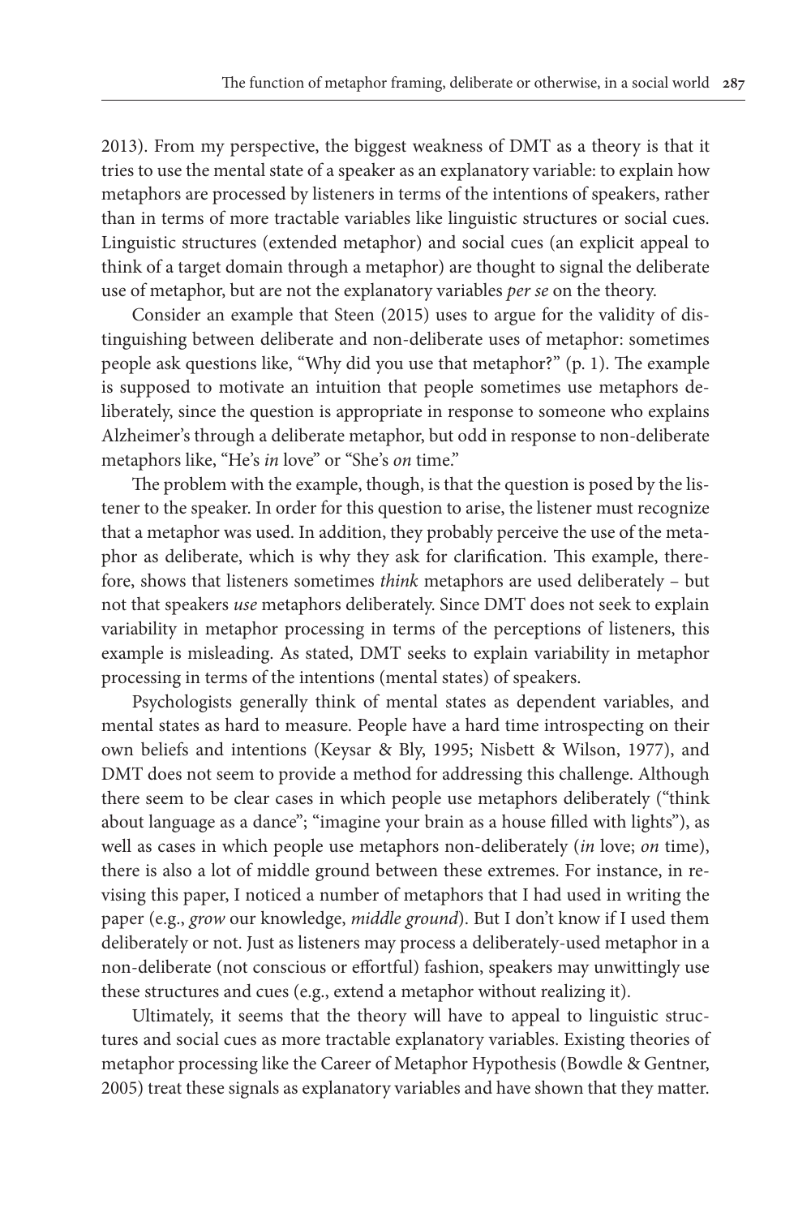2013). From my perspective, the biggest weakness of DMT as a theory is that it tries to use the mental state of a speaker as an explanatory variable: to explain how metaphors are processed by listeners in terms of the intentions of speakers, rather than in terms of more tractable variables like linguistic structures or social cues. Linguistic structures (extended metaphor) and social cues (an explicit appeal to think of a target domain through a metaphor) are thought to signal the deliberate use of metaphor, but are not the explanatory variables *per se* on the theory.

Consider an example that Steen (2015) uses to argue for the validity of distinguishing between deliberate and non-deliberate uses of metaphor: sometimes people ask questions like, "Why did you use that metaphor?" (p. 1). The example is supposed to motivate an intuition that people sometimes use metaphors deliberately, since the question is appropriate in response to someone who explains Alzheimer's through a deliberate metaphor, but odd in response to non-deliberate metaphors like, "He's *in* love" or "She's *on* time."

The problem with the example, though, is that the question is posed by the listener to the speaker. In order for this question to arise, the listener must recognize that a metaphor was used. In addition, they probably perceive the use of the metaphor as deliberate, which is why they ask for clarification. This example, therefore, shows that listeners sometimes *think* metaphors are used deliberately – but not that speakers *use* metaphors deliberately. Since DMT does not seek to explain variability in metaphor processing in terms of the perceptions of listeners, this example is misleading. As stated, DMT seeks to explain variability in metaphor processing in terms of the intentions (mental states) of speakers.

Psychologists generally think of mental states as dependent variables, and mental states as hard to measure. People have a hard time introspecting on their own beliefs and intentions (Keysar & Bly, 1995; Nisbett & Wilson, 1977), and DMT does not seem to provide a method for addressing this challenge. Although there seem to be clear cases in which people use metaphors deliberately ("think about language as a dance"; "imagine your brain as a house filled with lights"), as well as cases in which people use metaphors non-deliberately (*in* love; *on* time), there is also a lot of middle ground between these extremes. For instance, in revising this paper, I noticed a number of metaphors that I had used in writing the paper (e.g., *grow* our knowledge, *middle ground*). But I don't know if I used them deliberately or not. Just as listeners may process a deliberately-used metaphor in a non-deliberate (not conscious or effortful) fashion, speakers may unwittingly use these structures and cues (e.g., extend a metaphor without realizing it).

Ultimately, it seems that the theory will have to appeal to linguistic structures and social cues as more tractable explanatory variables. Existing theories of metaphor processing like the Career of Metaphor Hypothesis (Bowdle & Gentner, 2005) treat these signals as explanatory variables and have shown that they matter.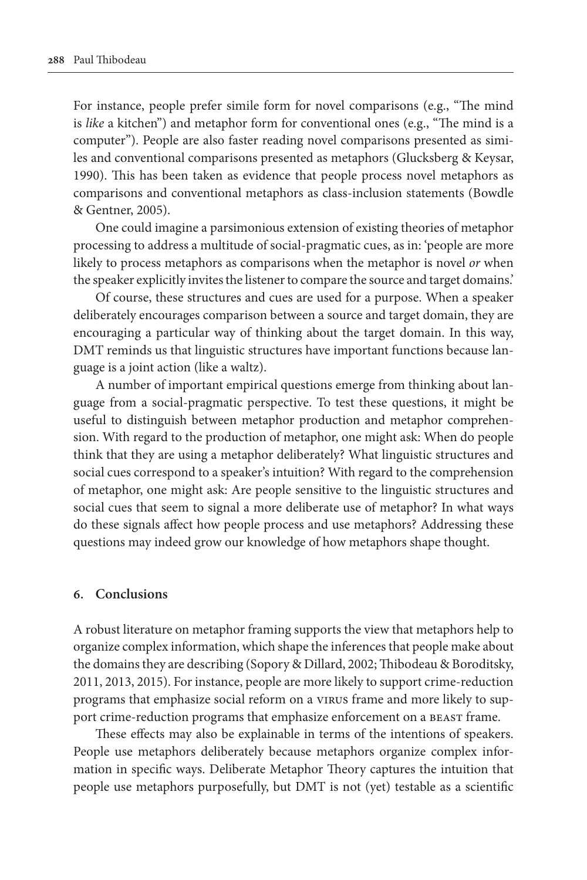For instance, people prefer simile form for novel comparisons (e.g., "The mind is *like* a kitchen") and metaphor form for conventional ones (e.g., "The mind is a computer"). People are also faster reading novel comparisons presented as similes and conventional comparisons presented as metaphors (Glucksberg & Keysar, 1990). This has been taken as evidence that people process novel metaphors as comparisons and conventional metaphors as class-inclusion statements (Bowdle & Gentner, 2005).

One could imagine a parsimonious extension of existing theories of metaphor processing to address a multitude of social-pragmatic cues, as in: 'people are more likely to process metaphors as comparisons when the metaphor is novel *or* when the speaker explicitly invites the listener to compare the source and target domains.'

Of course, these structures and cues are used for a purpose. When a speaker deliberately encourages comparison between a source and target domain, they are encouraging a particular way of thinking about the target domain. In this way, DMT reminds us that linguistic structures have important functions because language is a joint action (like a waltz).

A number of important empirical questions emerge from thinking about language from a social-pragmatic perspective. To test these questions, it might be useful to distinguish between metaphor production and metaphor comprehension. With regard to the production of metaphor, one might ask: When do people think that they are using a metaphor deliberately? What linguistic structures and social cues correspond to a speaker's intuition? With regard to the comprehension of metaphor, one might ask: Are people sensitive to the linguistic structures and social cues that seem to signal a more deliberate use of metaphor? In what ways do these signals affect how people process and use metaphors? Addressing these questions may indeed grow our knowledge of how metaphors shape thought.

## 6. Conclusions

A robust literature on metaphor framing supports the view that metaphors help to organize complex information, which shape the inferences that people make about the domains they are describing (Sopory & Dillard, 2002; Thibodeau & Boroditsky, 2011, 2013, 2015). For instance, people are more likely to support crime-reduction programs that emphasize social reform on a VIRUS frame and more likely to support crime-reduction programs that emphasize enforcement on a BEAST frame.

These effects may also be explainable in terms of the intentions of speakers. People use metaphors deliberately because metaphors organize complex information in specific ways. Deliberate Metaphor Theory captures the intuition that people use metaphors purposefully, but DMT is not (yet) testable as a scientific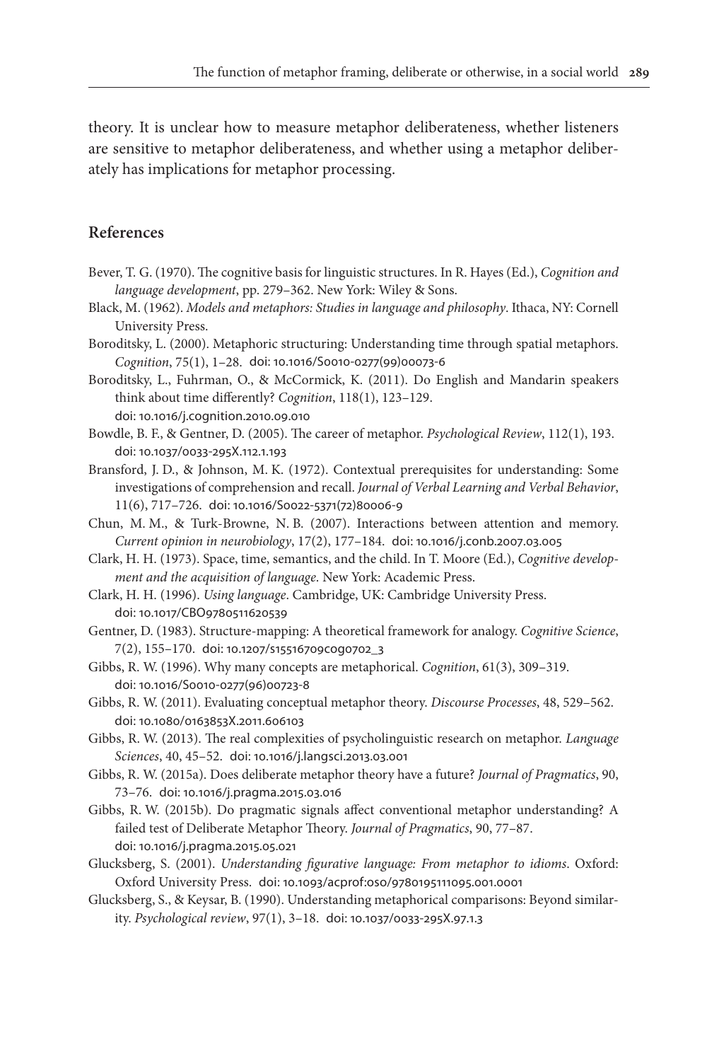theory. It is unclear how to measure metaphor deliberateness, whether listeners are sensitive to metaphor deliberateness, and whether using a metaphor deliberately has implications for metaphor processing.

## References

Bever, T. G. (1970). The cognitive basis for linguistic structures. In R. Hayes (Ed.), *Cognition and language development*, pp. 279–362. New York: Wiley & Sons.

Black, M. (1962). *Models and metaphors: Studies in language and philosophy*. Ithaca, NY: Cornell University Press.

Boroditsky, L. (2000). Metaphoric structuring: Understanding time through spatial metaphors. *Cognition*, 75(1), 1–28. doi: 10.1016/S0010-0277(99)00073-6

Boroditsky, L., Fuhrman, O., & McCormick, K. (2011). Do English and Mandarin speakers think about time differently? *Cognition*, 118(1), 123–129. doi: 10.1016/j.cognition.2010.09.010

Bowdle, B. F., & Gentner, D. (2005). The career of metaphor. *Psychological Review*, 112(1), 193. doi: 10.1037/0033-295X.112.1.193

Bransford, J. D., & Johnson, M. K. (1972). Contextual prerequisites for understanding: Some investigations of comprehension and recall. *Journal of Verbal Learning and Verbal Behavior*, 11(6), 717–726. doi: 10.1016/S0022-5371(72)80006-9

Chun, M. M., & Turk-Browne, N. B. (2007). Interactions between attention and memory. *Current opinion in neurobiology*, 17(2), 177–184. doi: 10.1016/j.conb.2007.03.005

Clark, H. H. (1973). Space, time, semantics, and the child. In T. Moore (Ed.), *Cognitive development and the acquisition of language*. New York: Academic Press.

Clark, H. H. (1996). *Using language*. Cambridge, UK: Cambridge University Press. doi: 10.1017/CBO9780511620539

Gentner, D. (1983). Structure-mapping: A theoretical framework for analogy. *Cognitive Science*, 7(2), 155–170. doi: 10.1207/s15516709cog0702_3

Gibbs, R. W. (1996). Why many concepts are metaphorical. *Cognition*, 61(3), 309–319. doi: 10.1016/S0010-0277(96)00723-8

Gibbs, R. W. (2011). Evaluating conceptual metaphor theory. *Discourse Processes*, 48, 529–562. doi: 10.1080/0163853X.2011.606103

Gibbs, R. W. (2013). The real complexities of psycholinguistic research on metaphor. *Language Sciences*, 40, 45–52. doi: 10.1016/j.langsci.2013.03.001

Gibbs, R. W. (2015a). Does deliberate metaphor theory have a future? *Journal of Pragmatics*, 90, 73–76. doi: 10.1016/j.pragma.2015.03.016

Gibbs, R. W. (2015b). Do pragmatic signals affect conventional metaphor understanding? A failed test of Deliberate Metaphor Theory. *Journal of Pragmatics*, 90, 77–87. doi: 10.1016/j.pragma.2015.05.021

Glucksberg, S. (2001). *Understanding figurative language: From metaphor to idioms*. Oxford: Oxford University Press. doi: 10.1093/acprof:oso/9780195111095.001.0001

Glucksberg, S., & Keysar, B. (1990). Understanding metaphorical comparisons: Beyond similarity. *Psychological review*, 97(1), 3–18. doi: 10.1037/0033-295X.97.1.3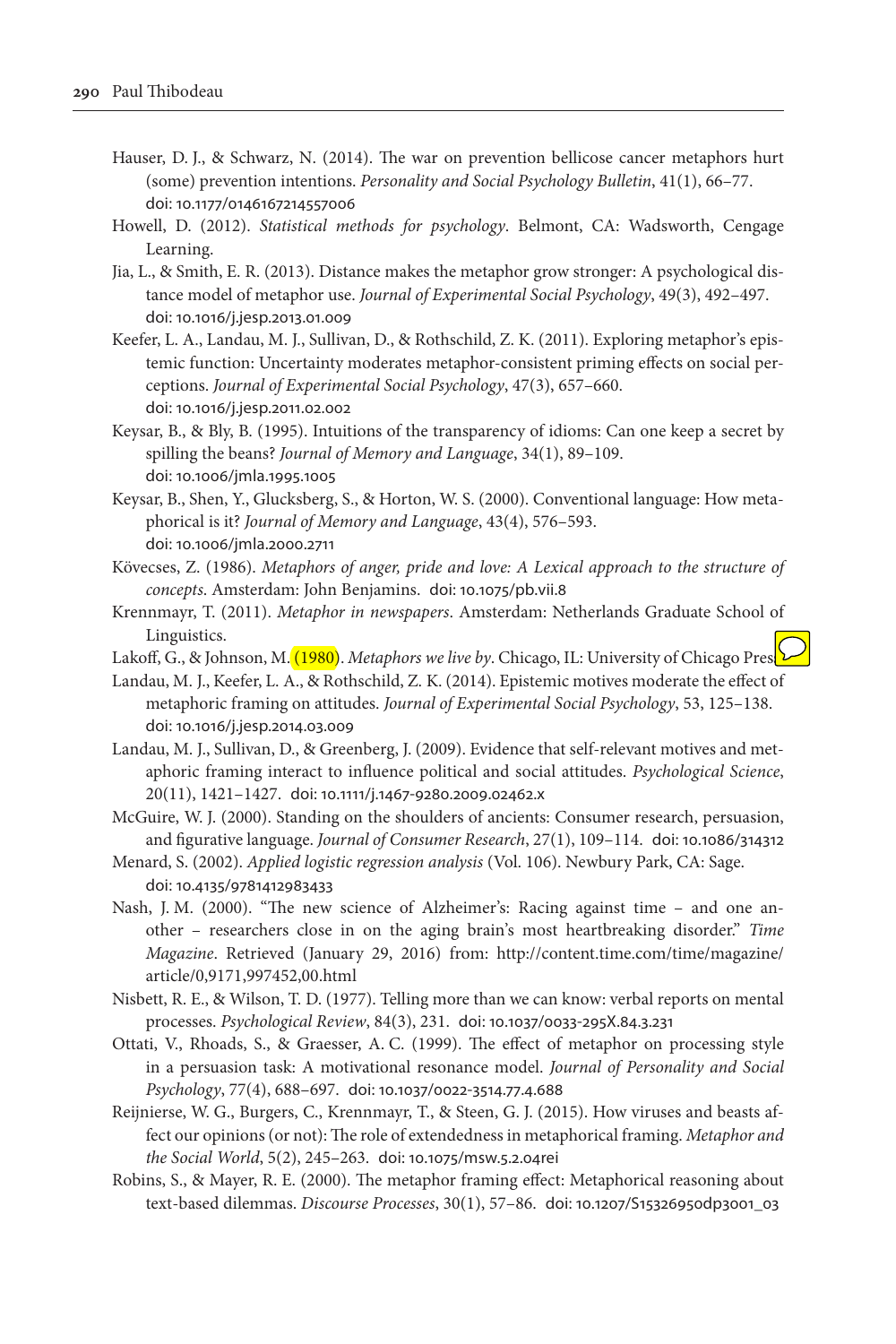Hauser, D. J., & Schwarz, N. (2014). The war on prevention bellicose cancer metaphors hurt (some) prevention intentions. *Personality and Social Psychology Bulletin*, 41(1), 66–77. doi: 10.1177/0146167214557006

Howell, D. (2012). *Statistical methods for psychology*. Belmont, CA: Wadsworth, Cengage Learning.

Jia, L., & Smith, E. R. (2013). Distance makes the metaphor grow stronger: A psychological distance model of metaphor use. *Journal of Experimental Social Psychology*, 49(3), 492–497. doi: 10.1016/j.jesp.2013.01.009

Keefer, L. A., Landau, M. J., Sullivan, D., & Rothschild, Z. K. (2011). Exploring metaphor's epistemic function: Uncertainty moderates metaphor-consistent priming effects on social perceptions. *Journal of Experimental Social Psychology*, 47(3), 657–660. doi: 10.1016/j.jesp.2011.02.002

Keysar, B., & Bly, B. (1995). Intuitions of the transparency of idioms: Can one keep a secret by spilling the beans? *Journal of Memory and Language*, 34(1), 89–109. doi: 10.1006/jmla.1995.1005

Keysar, B., Shen, Y., Glucksberg, S., & Horton, W. S. (2000). Conventional language: How metaphorical is it? *Journal of Memory and Language*, 43(4), 576–593. doi: 10.1006/jmla.2000.2711

Kövecses, Z. (1986). *Metaphors of anger, pride and love: A Lexical approach to the structure of concepts*. Amsterdam: John Benjamins. doi: 10.1075/pb.vii.8

Krennmayr, T. (2011). *Metaphor in newspapers*. Amsterdam: Netherlands Graduate School of Linguistics.

Lakoff, G., & Johnson, M. (1980). *Metaphors we live by*. Chicago, IL: University of Chicago Press.

Landau, M. J., Keefer, L. A., & Rothschild, Z. K. (2014). Epistemic motives moderate the effect of metaphoric framing on attitudes. *Journal of Experimental Social Psychology*, 53, 125–138. doi: 10.1016/j.jesp.2014.03.009

Landau, M. J., Sullivan, D., & Greenberg, J. (2009). Evidence that self-relevant motives and metaphoric framing interact to influence political and social attitudes. *Psychological Science*, 20(11), 1421–1427. doi: 10.1111/j.1467-9280.2009.02462.x

McGuire, W. J. (2000). Standing on the shoulders of ancients: Consumer research, persuasion, and figurative language. *Journal of Consumer Research*, 27(1), 109–114. doi: 10.1086/314312

Menard, S. (2002). *Applied logistic regression analysis* (Vol. 106). Newbury Park, CA: Sage. doi: 10.4135/9781412983433

Nash, J. M. (2000). "The new science of Alzheimer's: Racing against time – and one another – researchers close in on the aging brain's most heartbreaking disorder." *Time Magazine*. Retrieved (January 29, 2016) from: http://content.time.com/time/magazine/article/0,9171,997452,00.html

Nisbett, R. E., & Wilson, T. D. (1977). Telling more than we can know: verbal reports on mental processes. *Psychological Review*, 84(3), 231. doi: 10.1037/0033-295X.84.3.231

Ottati, V., Rhoads, S., & Graesser, A. C. (1999). The effect of metaphor on processing style in a persuasion task: A motivational resonance model. *Journal of Personality and Social Psychology*, 77(4), 688–697. doi: 10.1037/0022-3514.77.4.688

Reijnierse, W. G., Burgers, C., Krennmayr, T., & Steen, G. J. (2015). How viruses and beasts affect our opinions (or not): The role of extendedness in metaphorical framing. *Metaphor and the Social World*, 5(2), 245–263. doi: 10.1075/msw.5.2.04rei

Robins, S., & Mayer, R. E. (2000). The metaphor framing effect: Metaphorical reasoning about text-based dilemmas. *Discourse Processes*, 30(1), 57–86. doi: 10.1207/S15326950dp3001_03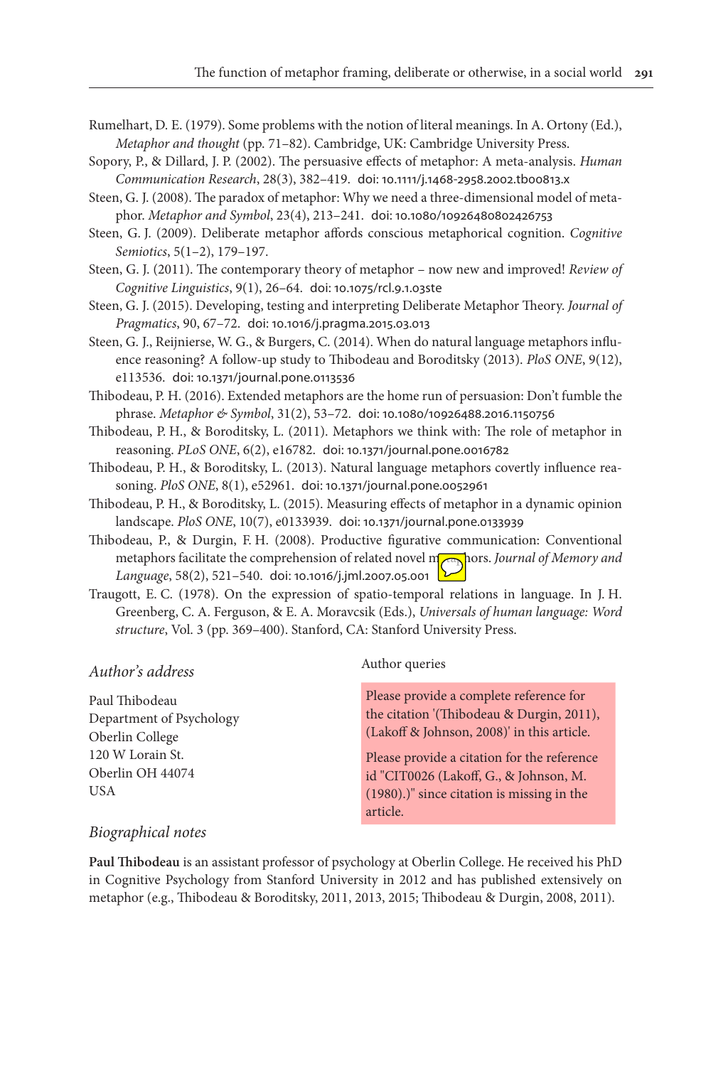Rumelhart, D. E. (1979). Some problems with the notion of literal meanings. In A. Ortony (Ed.), *Metaphor and thought* (pp. 71–82). Cambridge, UK: Cambridge University Press.

Sopory, P., & Dillard, J. P. (2002). The persuasive effects of metaphor: A meta-analysis. *Human Communication Research*, 28(3), 382–419. doi: 10.1111/j.1468-2958.2002.tb00813.x

Steen, G. J. (2008). The paradox of metaphor: Why we need a three-dimensional model of metaphor. *Metaphor and Symbol*, 23(4), 213–241. doi: 10.1080/10926480802426753

Steen, G. J. (2009). Deliberate metaphor affords conscious metaphorical cognition. *Cognitive Semiotics*, 5(1–2), 179–197.

Steen, G. J. (2011). The contemporary theory of metaphor – now new and improved! *Review of Cognitive Linguistics*, 9(1), 26–64. doi: 10.1075/rcl.9.1.03ste

Steen, G. J. (2015). Developing, testing and interpreting Deliberate Metaphor Theory. *Journal of Pragmatics*, 90, 67–72. doi: 10.1016/j.pragma.2015.03.013

Steen, G. J., Reijnierse, W. G., & Burgers, C. (2014). When do natural language metaphors influence reasoning? A follow-up study to Thibodeau and Boroditsky (2013). *PloS ONE*, 9(12), e113536. doi: 10.1371/journal.pone.0113536

Thibodeau, P. H. (2016). Extended metaphors are the home run of persuasion: Don't fumble the phrase. *Metaphor & Symbol*, 31(2), 53–72. doi: 10.1080/10926488.2016.1150756

Thibodeau, P. H., & Boroditsky, L. (2011). Metaphors we think with: The role of metaphor in reasoning. *PLoS ONE*, 6(2), e16782. doi: 10.1371/journal.pone.0016782

Thibodeau, P. H., & Boroditsky, L. (2013). Natural language metaphors covertly influence reasoning. *PloS ONE*, 8(1), e52961. doi: 10.1371/journal.pone.0052961

Thibodeau, P. H., & Boroditsky, L. (2015). Measuring effects of metaphor in a dynamic opinion landscape. *PloS ONE*, 10(7), e0133939. doi: 10.1371/journal.pone.0133939

Thibodeau, P., & Durgin, F. H. (2008). Productive figurative communication: Conventional metaphors facilitate the comprehension of related novel metaphors. *Journal of Memory and Language*, 58(2), 521–540. doi: 10.1016/j.jml.2007.05.001

Traugott, E. C. (1978). On the expression of spatio-temporal relations in language. In J. H. Greenberg, C. A. Ferguson, & E. A. Moravcsik (Eds.), *Universals of human language: Word structure*, Vol. 3 (pp. 369–400). Stanford, CA: Stanford University Press.

## *Author's address*

Paul Thibodeau
Department of Psychology
Oberlin College
120 W Lorain St.
Oberlin OH 44074
USA

Author queries

Please provide a complete reference for the citation '(Thibodeau & Durgin, 2011), (Lakoff & Johnson, 2008)' in this article.

Please provide a citation for the reference id "CIT0026 (Lakoff, G., & Johnson, M. (1980).)" since citation is missing in the article.

## *Biographical notes*

**Paul Thibodeau** is an assistant professor of psychology at Oberlin College. He received his PhD in Cognitive Psychology from Stanford University in 2012 and has published extensively on metaphor (e.g., Thibodeau & Boroditsky, 2011, 2013, 2015; Thibodeau & Durgin, 2008, 2011).